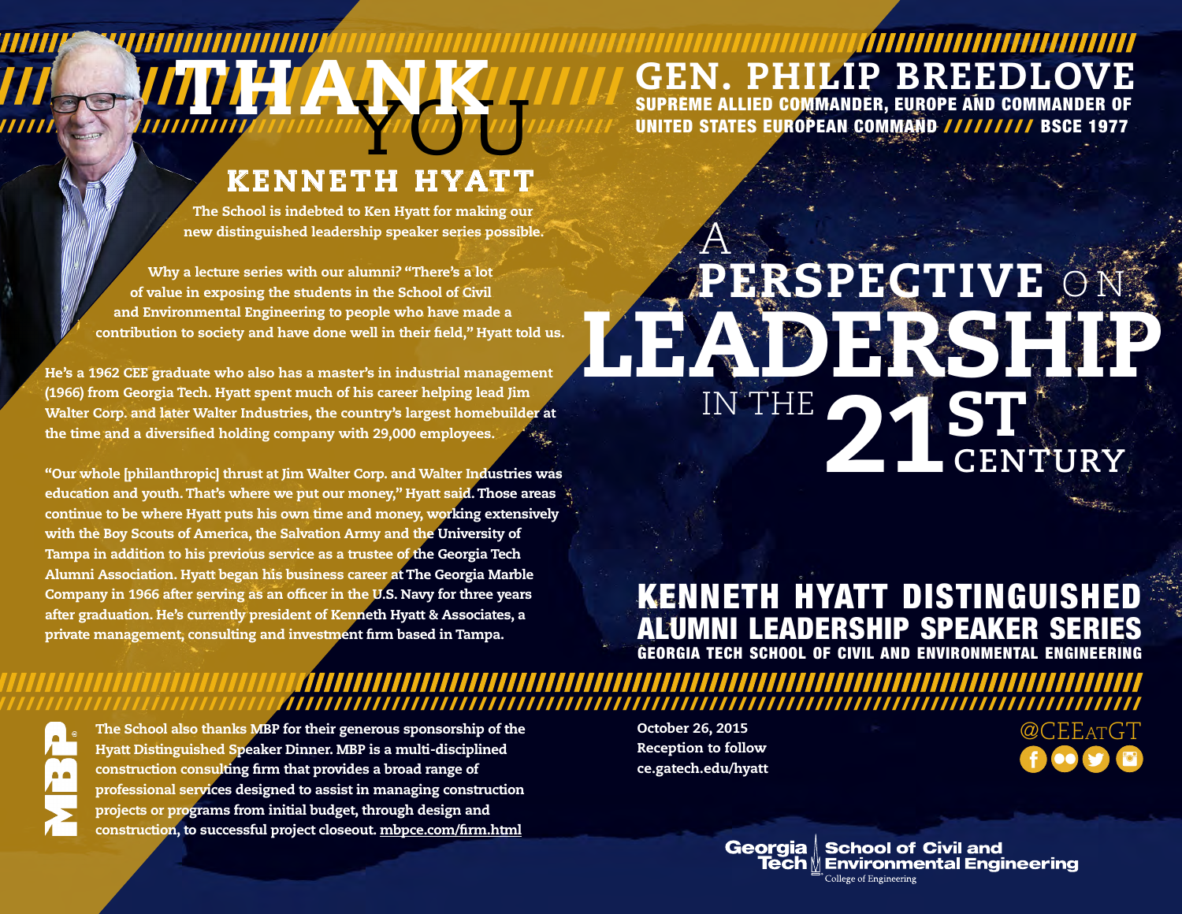# THANK YOU

## KENNETH HYATT

The School is indebted to Ken Hyatt for making our new distinguished leadership speaker series possible.

Why a lecture series with our alumni? "There's a lot of value in exposing the students in the School of Civil and Environmental Engineering to people who have made a contribution to society and have done well in their field," Hyatt told us.

He's a 1962 CEE graduate who also has a master's in industrial management (1966) from Georgia Tech. Hyatt spent much of his career helping lead Jim Walter Corp. and later Walter Industries, the country's largest homebuilder at the time and a diversified holding company with 29,000 employees.

"Our whole [philanthropic] thrust at Jim Walter Corp. and Walter Industries was education and youth. That's where we put our money," Hyatt said. Those areas continue to be where Hyatt puts his own time and money, working extensively with the Boy Scouts of America, the Salvation Army and the University of Tampa in addition to his previous service as a trustee of the Georgia Tech Alumni Association. Hyatt began his business career at The Georgia Marble Company in 1966 after serving as an officer in the U.S. Navy for three years after graduation. He's currently president of Kenneth Hyatt & Associates, a private management, consulting and investment firm based in Tampa.

# GEN. PHILIP BREEDLOVE

**SUPREME ALLIED COMMANDER, EUROPE AND COMMANDER OF UNITED STATES EUROPEAN COMMAND ///////// BSCE 1977**

# A PERSPECTIVE ON LEADERSHIP IN THE 21ST CENTURY

## KENNETH HYATT DISTINGUISHED ALUMNI LEADERSHIP SPEAKER SERIES

**GEORGIA TECH SCHOOL OF CIVIL AND ENVIRONMENTAL ENGINEERING**

MBP

The School also thanks MBP for their generous sponsorship of the Hyatt Distinguished Speaker Dinner. MBP is a multi-disciplined construction consulting firm that provides a broad range of professional services designed to assist in managing construction projects or programs from initial budget, through design and construction, to successful project closeout. mbpce.com/firm.html

October 26, 2015
Reception to follow
ce.gatech.edu/hyatt

@CEEatGT

Georgia Tech | School of Civil and Environmental Engineering
College of Engineering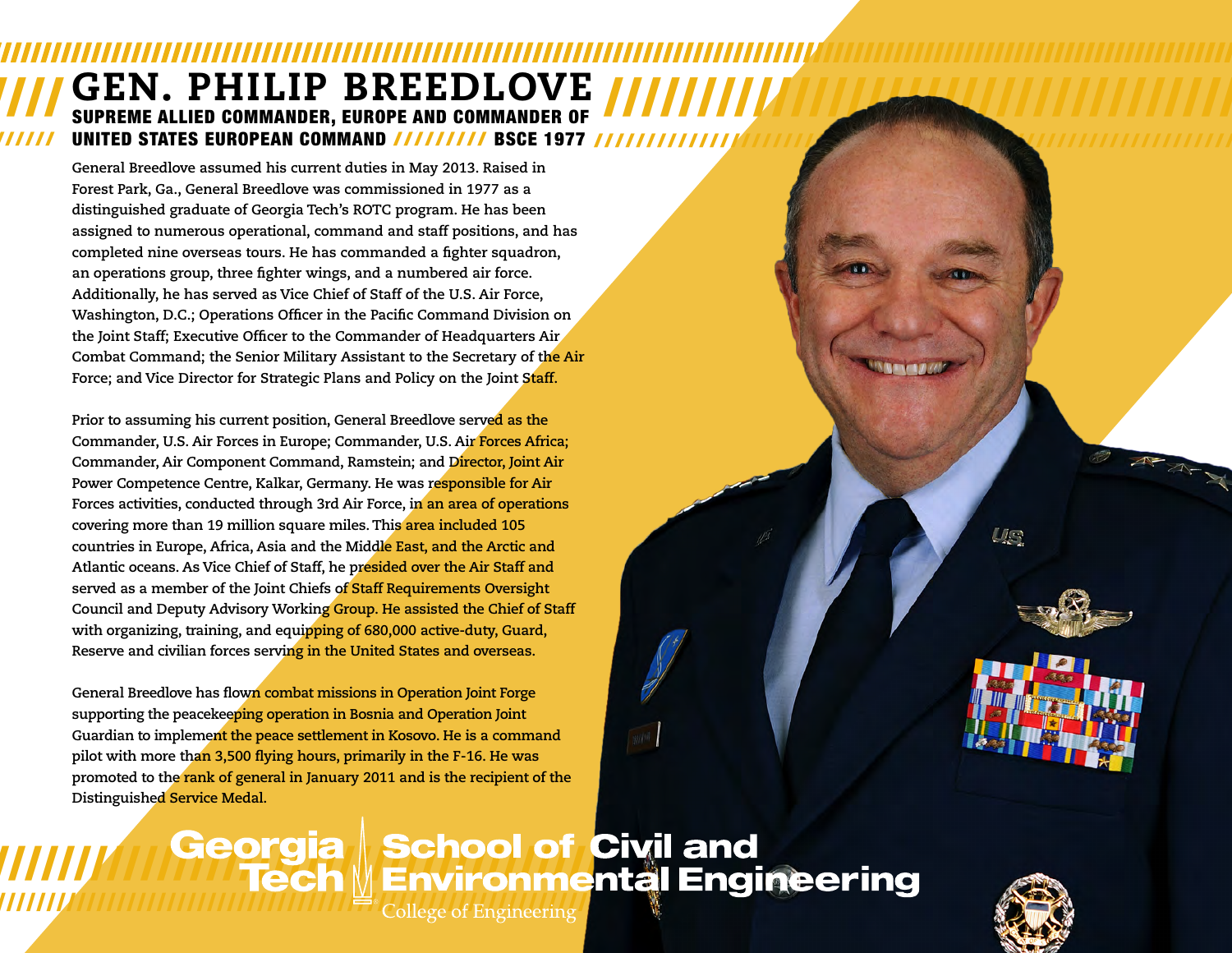# GEN. PHILIP BREEDLOVE

## SUPREME ALLIED COMMANDER, EUROPE AND COMMANDER OF UNITED STATES EUROPEAN COMMAND ///////// BSCE 1977

**General Breedlove assumed his current duties in May 2013. Raised in Forest Park, Ga., General Breedlove was commissioned in 1977 as a distinguished graduate of Georgia Tech's ROTC program. He has been assigned to numerous operational, command and staff positions, and has completed nine overseas tours. He has commanded a fighter squadron, an operations group, three fighter wings, and a numbered air force. Additionally, he has served as Vice Chief of Staff of the U.S. Air Force, Washington, D.C.; Operations Officer in the Pacific Command Division on the Joint Staff; Executive Officer to the Commander of Headquarters Air Combat Command; the Senior Military Assistant to the Secretary of the Air Force; and Vice Director for Strategic Plans and Policy on the Joint Staff.**

**Prior to assuming his current position, General Breedlove served as the Commander, U.S. Air Forces in Europe; Commander, U.S. Air Forces Africa; Commander, Air Component Command, Ramstein; and Director, Joint Air Power Competence Centre, Kalkar, Germany. He was responsible for Air Forces activities, conducted through 3rd Air Force, in an area of operations covering more than 19 million square miles. This area included 105 countries in Europe, Africa, Asia and the Middle East, and the Arctic and Atlantic oceans. As Vice Chief of Staff, he presided over the Air Staff and served as a member of the Joint Chiefs of Staff Requirements Oversight Council and Deputy Advisory Working Group. He assisted the Chief of Staff with organizing, training, and equipping of 680,000 active-duty, Guard, Reserve and civilian forces serving in the United States and overseas.**

**General Breedlove has flown combat missions in Operation Joint Forge supporting the peacekeeping operation in Bosnia and Operation Joint Guardian to implement the peace settlement in Kosovo. He is a command pilot with more than 3,500 flying hours, primarily in the F-16. He was promoted to the rank of general in January 2011 and is the recipient of the Distinguished Service Medal.**

Georgia Tech | School of Civil and Environmental Engineering
College of Engineering